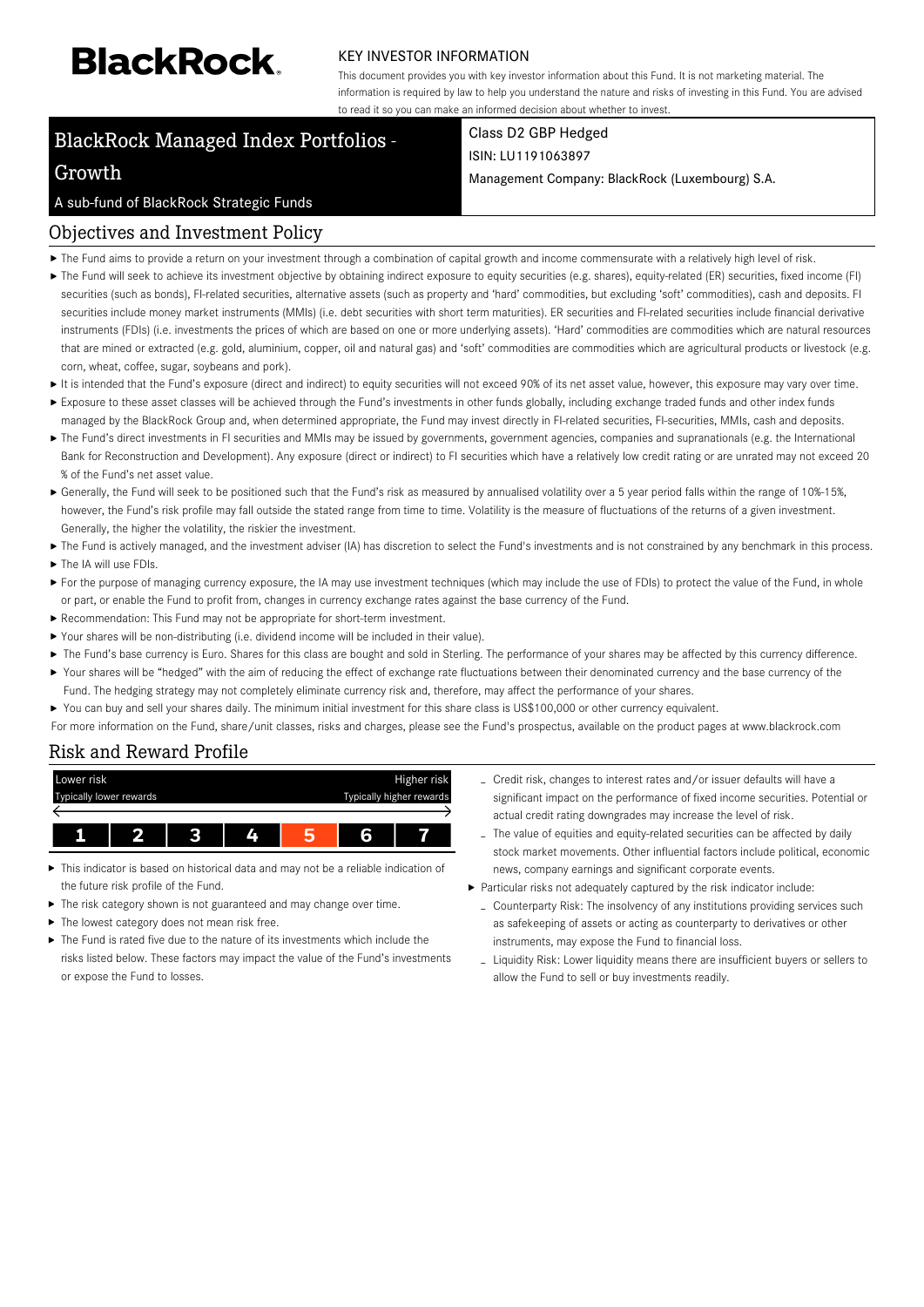**BlackRock.**

KEY INVESTOR INFORMATION

This document provides you with key investor information about this Fund. It is not marketing material. The information is required by law to help you understand the nature and risks of investing in this Fund. You are advised to read it so you can make an informed decision about whether to invest.

# BlackRock Managed Index Portfolios - Growth

A sub-fund of BlackRock Strategic Funds

Class D2 GBP Hedged
ISIN: LU1191063897
Management Company: BlackRock (Luxembourg) S.A.

## Objectives and Investment Policy

- The Fund aims to provide a return on your investment through a combination of capital growth and income commensurate with a relatively high level of risk.
- The Fund will seek to achieve its investment objective by obtaining indirect exposure to equity securities (e.g. shares), equity-related (ER) securities, fixed income (FI) securities (such as bonds), FI-related securities, alternative assets (such as property and 'hard' commodities, but excluding 'soft' commodities), cash and deposits. FI securities include money market instruments (MMIs) (i.e. debt securities with short term maturities). ER securities and FI-related securities include financial derivative instruments (FDIs) (i.e. investments the prices of which are based on one or more underlying assets). 'Hard' commodities are commodities which are natural resources that are mined or extracted (e.g. gold, aluminium, copper, oil and natural gas) and 'soft' commodities are commodities which are agricultural products or livestock (e.g. corn, wheat, coffee, sugar, soybeans and pork).
- It is intended that the Fund's exposure (direct and indirect) to equity securities will not exceed 90% of its net asset value, however, this exposure may vary over time.
- Exposure to these asset classes will be achieved through the Fund's investments in other funds globally, including exchange traded funds and other index funds managed by the BlackRock Group and, when determined appropriate, the Fund may invest directly in FI-related securities, FI-securities, MMIs, cash and deposits.
- The Fund's direct investments in FI securities and MMIs may be issued by governments, government agencies, companies and supranationals (e.g. the International Bank for Reconstruction and Development). Any exposure (direct or indirect) to FI securities which have a relatively low credit rating or are unrated may not exceed 20 % of the Fund's net asset value.
- Generally, the Fund will seek to be positioned such that the Fund's risk as measured by annualised volatility over a 5 year period falls within the range of 10%-15%, however, the Fund's risk profile may fall outside the stated range from time to time. Volatility is the measure of fluctuations of the returns of a given investment. Generally, the higher the volatility, the riskier the investment.
- The Fund is actively managed, and the investment adviser (IA) has discretion to select the Fund's investments and is not constrained by any benchmark in this process.
- The IA will use FDIs.
- For the purpose of managing currency exposure, the IA may use investment techniques (which may include the use of FDIs) to protect the value of the Fund, in whole or part, or enable the Fund to profit from, changes in currency exchange rates against the base currency of the Fund.
- Recommendation: This Fund may not be appropriate for short-term investment.
- Your shares will be non-distributing (i.e. dividend income will be included in their value).
- The Fund's base currency is Euro. Shares for this class are bought and sold in Sterling. The performance of your shares may be affected by this currency difference.
- Your shares will be "hedged" with the aim of reducing the effect of exchange rate fluctuations between their denominated currency and the base currency of the Fund. The hedging strategy may not completely eliminate currency risk and, therefore, may affect the performance of your shares.
- You can buy and sell your shares daily. The minimum initial investment for this share class is US$100,000 or other currency equivalent.

For more information on the Fund, share/unit classes, risks and charges, please see the Fund's prospectus, available on the product pages at www.blackrock.com

## Risk and Reward Profile

| Lower risk<br>Typically lower rewards | | | | | | Higher risk<br>Typically higher rewards |
|---|---|---|---|---|---|---|
| 1 | 2 | 3 | 4 | **5** | 6 | 7 |

- This indicator is based on historical data and may not be a reliable indication of the future risk profile of the Fund.
- The risk category shown is not guaranteed and may change over time.
- The lowest category does not mean risk free.
- The Fund is rated five due to the nature of its investments which include the risks listed below. These factors may impact the value of the Fund's investments or expose the Fund to losses.
  - Credit risk, changes to interest rates and/or issuer defaults will have a significant impact on the performance of fixed income securities. Potential or actual credit rating downgrades may increase the level of risk.
  - The value of equities and equity-related securities can be affected by daily stock market movements. Other influential factors include political, economic news, company earnings and significant corporate events.
- Particular risks not adequately captured by the risk indicator include:
  - Counterparty Risk: The insolvency of any institutions providing services such as safekeeping of assets or acting as counterparty to derivatives or other instruments, may expose the Fund to financial loss.
  - Liquidity Risk: Lower liquidity means there are insufficient buyers or sellers to allow the Fund to sell or buy investments readily.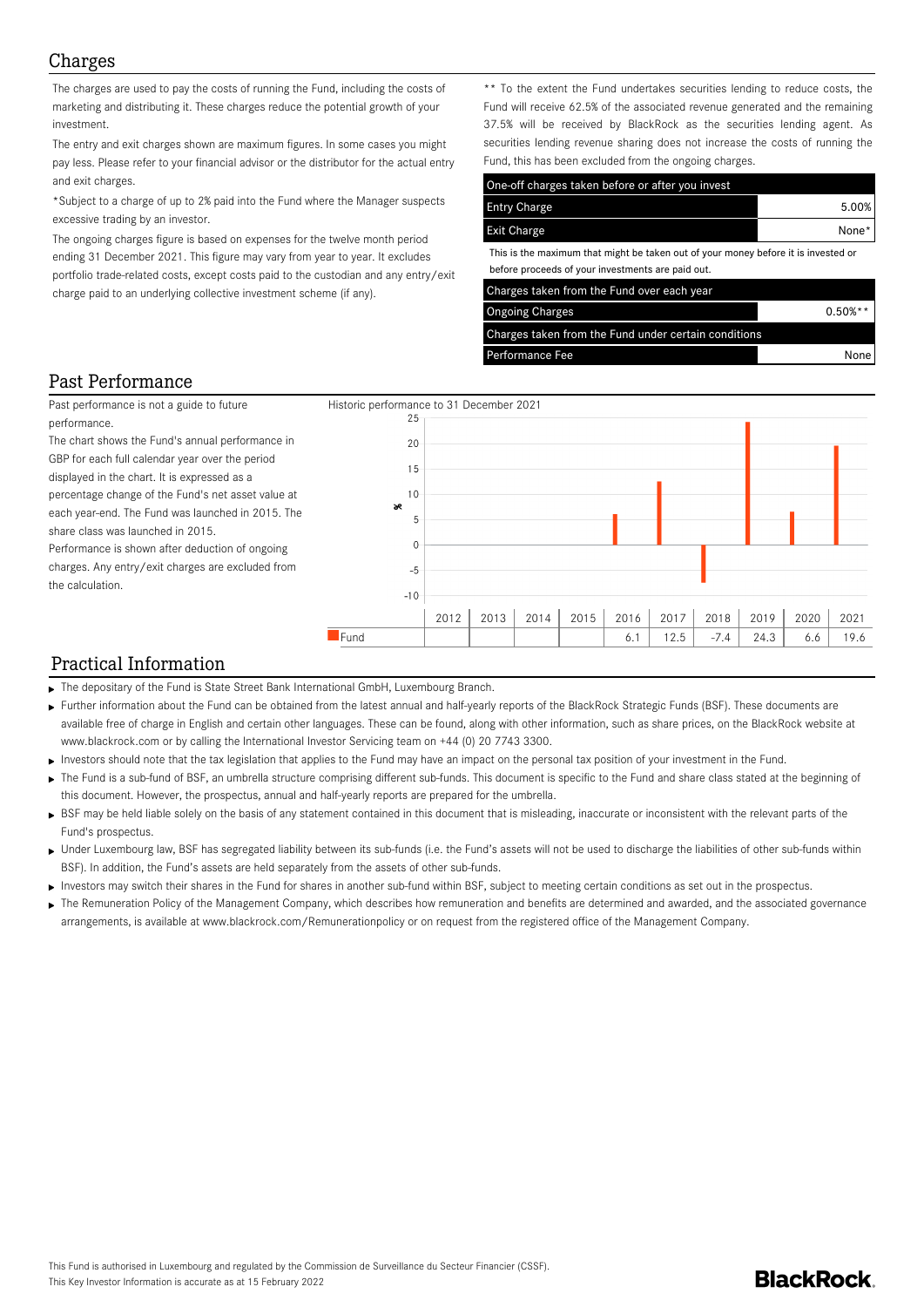## Charges

The charges are used to pay the costs of running the Fund, including the costs of marketing and distributing it. These charges reduce the potential growth of your investment.

The entry and exit charges shown are maximum figures. In some cases you might pay less. Please refer to your financial advisor or the distributor for the actual entry and exit charges.

*Subject to a charge of up to 2% paid into the Fund where the Manager suspects excessive trading by an investor.

The ongoing charges figure is based on expenses for the twelve month period ending 31 December 2021. This figure may vary from year to year. It excludes portfolio trade-related costs, except costs paid to the custodian and any entry/exit charge paid to an underlying collective investment scheme (if any).

** To the extent the Fund undertakes securities lending to reduce costs, the Fund will receive 62.5% of the associated revenue generated and the remaining 37.5% will be received by BlackRock as the securities lending agent. As securities lending revenue sharing does not increase the costs of running the Fund, this has been excluded from the ongoing charges.

| One-off charges taken before or after you invest | |
|---|---|
| Entry Charge | 5.00% |
| Exit Charge | None* |

This is the maximum that might be taken out of your money before it is invested or before proceeds of your investments are paid out.

| Charges taken from the Fund over each year | |
|---|---|
| Ongoing Charges | 0.50%** |

| Charges taken from the Fund under certain conditions | |
|---|---|
| Performance Fee | None |

## Past Performance

Past performance is not a guide to future performance.

The chart shows the Fund's annual performance in GBP for each full calendar year over the period displayed in the chart. It is expressed as a percentage change of the Fund's net asset value at each year-end. The Fund was launched in 2015. The share class was launched in 2015.

Performance is shown after deduction of ongoing charges. Any entry/exit charges are excluded from the calculation.

Historic performance to 31 December 2021

%

25
20
15
10
5
0
-5
-10

2012 2013 2014 2015 2016 2017 2018 2019 2020 2021

Fund: 6.1 12.5 -7.4 24.3 6.6 19.6

## Practical Information

- The depositary of the Fund is State Street Bank International GmbH, Luxembourg Branch.
- Further information about the Fund can be obtained from the latest annual and half-yearly reports of the BlackRock Strategic Funds (BSF). These documents are available free of charge in English and certain other languages. These can be found, along with other information, such as share prices, on the BlackRock website at www.blackrock.com or by calling the International Investor Servicing team on +44 (0) 20 7743 3300.
- Investors should note that the tax legislation that applies to the Fund may have an impact on the personal tax position of your investment in the Fund.
- The Fund is a sub-fund of BSF, an umbrella structure comprising different sub-funds. This document is specific to the Fund and share class stated at the beginning of this document. However, the prospectus, annual and half-yearly reports are prepared for the umbrella.
- BSF may be held liable solely on the basis of any statement contained in this document that is misleading, inaccurate or inconsistent with the relevant parts of the Fund's prospectus.
- Under Luxembourg law, BSF has segregated liability between its sub-funds (i.e. the Fund's assets will not be used to discharge the liabilities of other sub-funds within BSF). In addition, the Fund's assets are held separately from the assets of other sub-funds.
- Investors may switch their shares in the Fund for shares in another sub-fund within BSF, subject to meeting certain conditions as set out in the prospectus.
- The Remuneration Policy of the Management Company, which describes how remuneration and benefits are determined and awarded, and the associated governance arrangements, is available at www.blackrock.com/Remunerationpolicy or on request from the registered office of the Management Company.

This Fund is authorised in Luxembourg and regulated by the Commission de Surveillance du Secteur Financier (CSSF).
This Key Investor Information is accurate as at 15 February 2022

BlackRock.